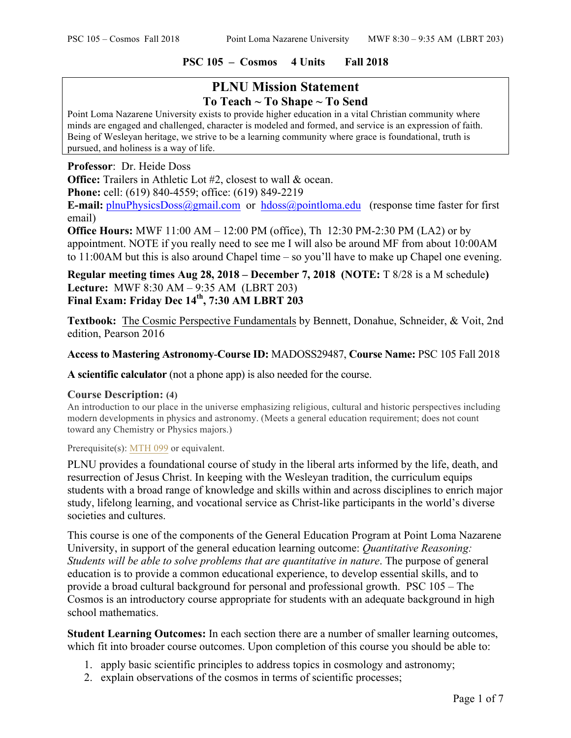**PSC 105 – Cosmos 4 Units Fall 2018**

## PLNU Mission Statement

### To Teach ~ To Shape ~ To Send

Point Loma Nazarene University exists to provide higher education in a vital Christian community where minds are engaged and challenged, character is modeled and formed, and service is an expression of faith. Being of Wesleyan heritage, we strive to be a learning community where grace is foundational, truth is pursued, and holiness is a way of life.

**Professor**: Dr. Heide Doss
**Office:** Trailers in Athletic Lot #2, closest to wall & ocean.
**Phone:** cell: (619) 840-4559; office: (619) 849-2219
**E-mail:** plnuPhysicsDoss@gmail.com or hdoss@pointloma.edu (response time faster for first email)
**Office Hours:** MWF 11:00 AM – 12:00 PM (office), Th 12:30 PM-2:30 PM (LA2) or by appointment. NOTE if you really need to see me I will also be around MF from about 10:00AM to 11:00AM but this is also around Chapel time – so you'll have to make up Chapel one evening.

**Regular meeting times Aug 28, 2018 – December 7, 2018 (NOTE:** T 8/28 is a M schedule**)**
**Lecture:** MWF 8:30 AM – 9:35 AM (LBRT 203)
**Final Exam: Friday Dec 14th, 7:30 AM LBRT 203**

**Textbook:** The Cosmic Perspective Fundamentals by Bennett, Donahue, Schneider, & Voit, 2nd edition, Pearson 2016

**Access to Mastering Astronomy-Course ID:** MADOSS29487, **Course Name:** PSC 105 Fall 2018

**A scientific calculator** (not a phone app) is also needed for the course.

**Course Description: (4)**
An introduction to our place in the universe emphasizing religious, cultural and historic perspectives including modern developments in physics and astronomy. (Meets a general education requirement; does not count toward any Chemistry or Physics majors.)

Prerequisite(s): MTH 099 or equivalent.

PLNU provides a foundational course of study in the liberal arts informed by the life, death, and resurrection of Jesus Christ. In keeping with the Wesleyan tradition, the curriculum equips students with a broad range of knowledge and skills within and across disciplines to enrich major study, lifelong learning, and vocational service as Christ-like participants in the world's diverse societies and cultures.

This course is one of the components of the General Education Program at Point Loma Nazarene University, in support of the general education learning outcome: *Quantitative Reasoning: Students will be able to solve problems that are quantitative in nature*. The purpose of general education is to provide a common educational experience, to develop essential skills, and to provide a broad cultural background for personal and professional growth. PSC 105 – The Cosmos is an introductory course appropriate for students with an adequate background in high school mathematics.

**Student Learning Outcomes:** In each section there are a number of smaller learning outcomes, which fit into broader course outcomes. Upon completion of this course you should be able to:

1. apply basic scientific principles to address topics in cosmology and astronomy;
2. explain observations of the cosmos in terms of scientific processes;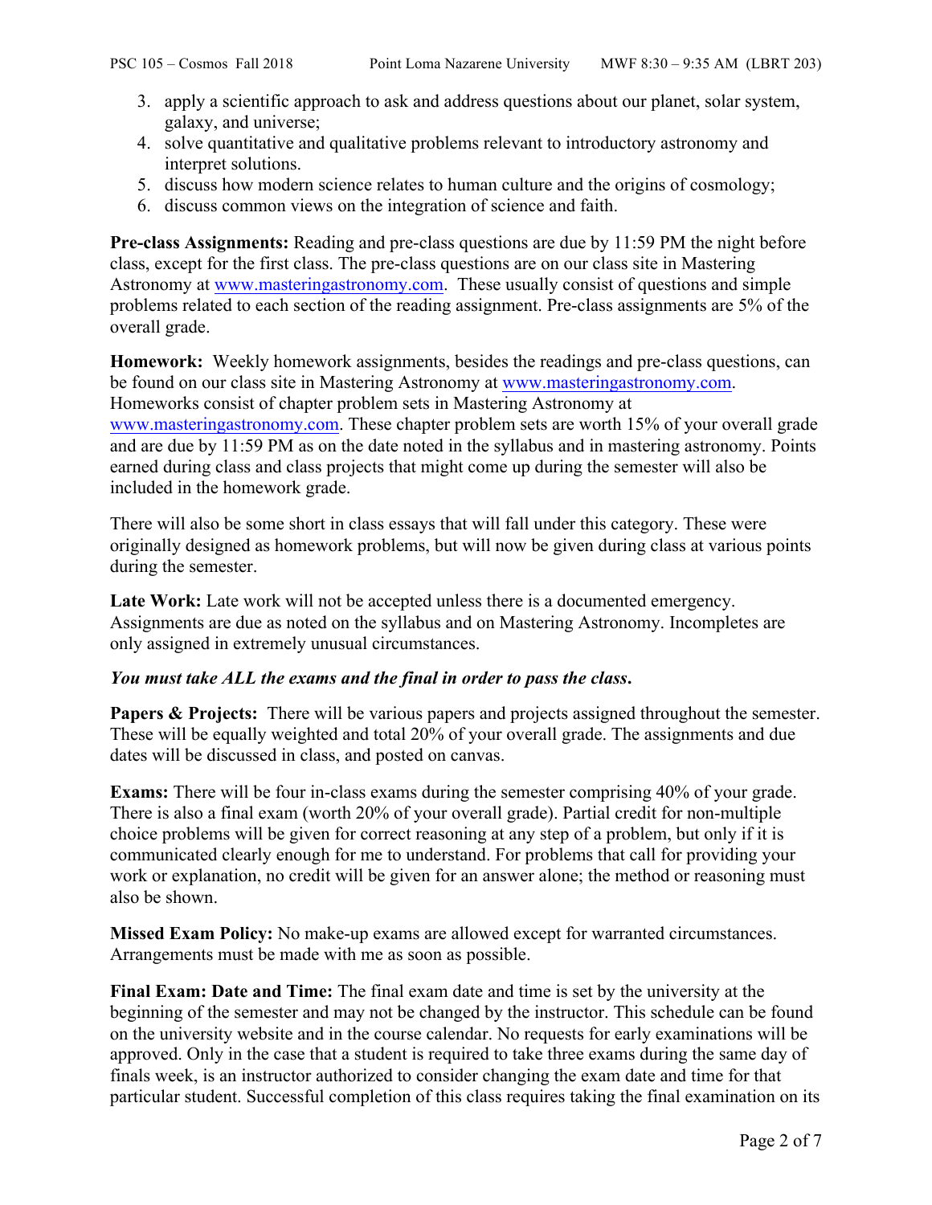3. apply a scientific approach to ask and address questions about our planet, solar system, galaxy, and universe;
4. solve quantitative and qualitative problems relevant to introductory astronomy and interpret solutions.
5. discuss how modern science relates to human culture and the origins of cosmology;
6. discuss common views on the integration of science and faith.

**Pre-class Assignments:** Reading and pre-class questions are due by 11:59 PM the night before class, except for the first class. The pre-class questions are on our class site in Mastering Astronomy at www.masteringastronomy.com. These usually consist of questions and simple problems related to each section of the reading assignment. Pre-class assignments are 5% of the overall grade.

**Homework:** Weekly homework assignments, besides the readings and pre-class questions, can be found on our class site in Mastering Astronomy at www.masteringastronomy.com. Homeworks consist of chapter problem sets in Mastering Astronomy at www.masteringastronomy.com. These chapter problem sets are worth 15% of your overall grade and are due by 11:59 PM as on the date noted in the syllabus and in mastering astronomy. Points earned during class and class projects that might come up during the semester will also be included in the homework grade.

There will also be some short in class essays that will fall under this category. These were originally designed as homework problems, but will now be given during class at various points during the semester.

**Late Work:** Late work will not be accepted unless there is a documented emergency. Assignments are due as noted on the syllabus and on Mastering Astronomy. Incompletes are only assigned in extremely unusual circumstances.

***You must take ALL the exams and the final in order to pass the class.***

**Papers & Projects:** There will be various papers and projects assigned throughout the semester. These will be equally weighted and total 20% of your overall grade. The assignments and due dates will be discussed in class, and posted on canvas.

**Exams:** There will be four in-class exams during the semester comprising 40% of your grade. There is also a final exam (worth 20% of your overall grade). Partial credit for non-multiple choice problems will be given for correct reasoning at any step of a problem, but only if it is communicated clearly enough for me to understand. For problems that call for providing your work or explanation, no credit will be given for an answer alone; the method or reasoning must also be shown.

**Missed Exam Policy:** No make-up exams are allowed except for warranted circumstances. Arrangements must be made with me as soon as possible.

**Final Exam: Date and Time:** The final exam date and time is set by the university at the beginning of the semester and may not be changed by the instructor. This schedule can be found on the university website and in the course calendar. No requests for early examinations will be approved. Only in the case that a student is required to take three exams during the same day of finals week, is an instructor authorized to consider changing the exam date and time for that particular student. Successful completion of this class requires taking the final examination on its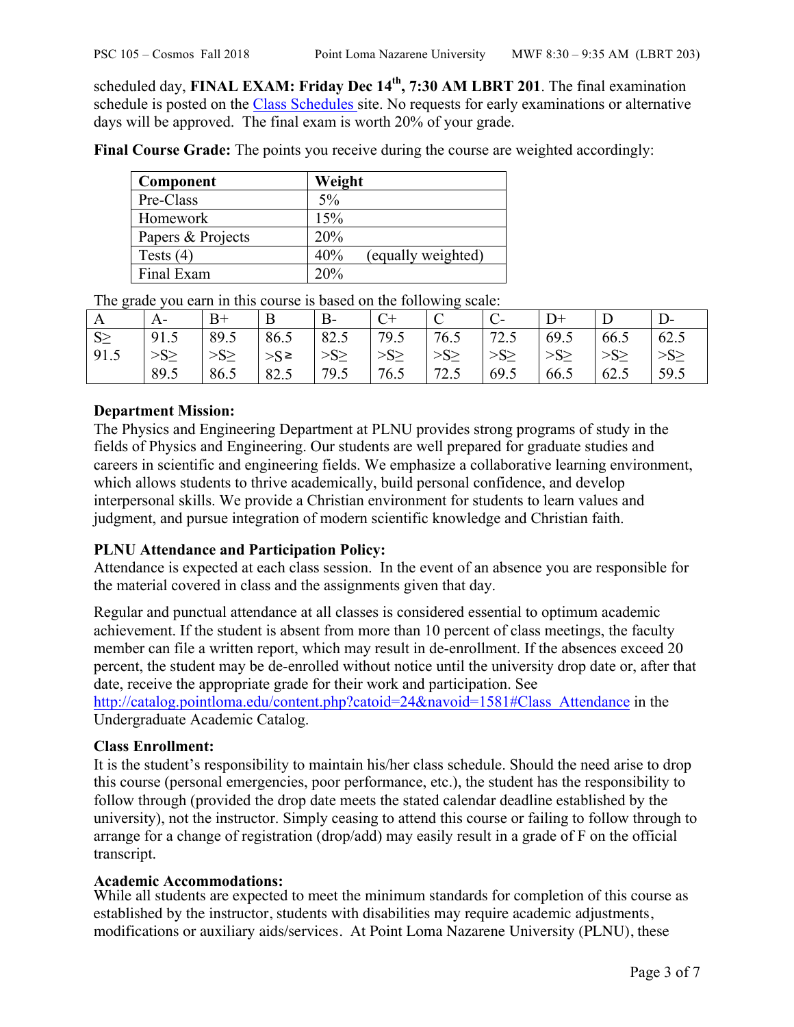scheduled day, **FINAL EXAM: Friday Dec 14th, 7:30 AM LBRT 201**. The final examination schedule is posted on the Class Schedules site. No requests for early examinations or alternative days will be approved. The final exam is worth 20% of your grade.

**Final Course Grade:** The points you receive during the course are weighted accordingly:

| Component | Weight |
|---|---|
| Pre-Class | 5% |
| Homework | 15% |
| Papers & Projects | 20% |
| Tests (4) | 40% (equally weighted) |
| Final Exam | 20% |

The grade you earn in this course is based on the following scale:

| A | A- | B+ | B | B- | C+ | C | C- | D+ | D | D- |
|---|---|---|---|---|---|---|---|---|---|---|
| S≥ 91.5 | 91.5 >S≥ 89.5 | 89.5 >S≥ 86.5 | 86.5 >S≥ 82.5 | 82.5 >S≥ 79.5 | 79.5 >S≥ 76.5 | 76.5 >S≥ 72.5 | 72.5 >S≥ 69.5 | 69.5 >S≥ 66.5 | 66.5 >S≥ 62.5 | 62.5 >S≥ 59.5 |

**Department Mission:**

The Physics and Engineering Department at PLNU provides strong programs of study in the fields of Physics and Engineering. Our students are well prepared for graduate studies and careers in scientific and engineering fields. We emphasize a collaborative learning environment, which allows students to thrive academically, build personal confidence, and develop interpersonal skills. We provide a Christian environment for students to learn values and judgment, and pursue integration of modern scientific knowledge and Christian faith.

**PLNU Attendance and Participation Policy:**

Attendance is expected at each class session. In the event of an absence you are responsible for the material covered in class and the assignments given that day.

Regular and punctual attendance at all classes is considered essential to optimum academic achievement. If the student is absent from more than 10 percent of class meetings, the faculty member can file a written report, which may result in de-enrollment. If the absences exceed 20 percent, the student may be de-enrolled without notice until the university drop date or, after that date, receive the appropriate grade for their work and participation. See http://catalog.pointloma.edu/content.php?catoid=24&navoid=1581#Class_Attendance in the Undergraduate Academic Catalog.

**Class Enrollment:**

It is the student's responsibility to maintain his/her class schedule. Should the need arise to drop this course (personal emergencies, poor performance, etc.), the student has the responsibility to follow through (provided the drop date meets the stated calendar deadline established by the university), not the instructor. Simply ceasing to attend this course or failing to follow through to arrange for a change of registration (drop/add) may easily result in a grade of F on the official transcript.

**Academic Accommodations:**

While all students are expected to meet the minimum standards for completion of this course as established by the instructor, students with disabilities may require academic adjustments, modifications or auxiliary aids/services. At Point Loma Nazarene University (PLNU), these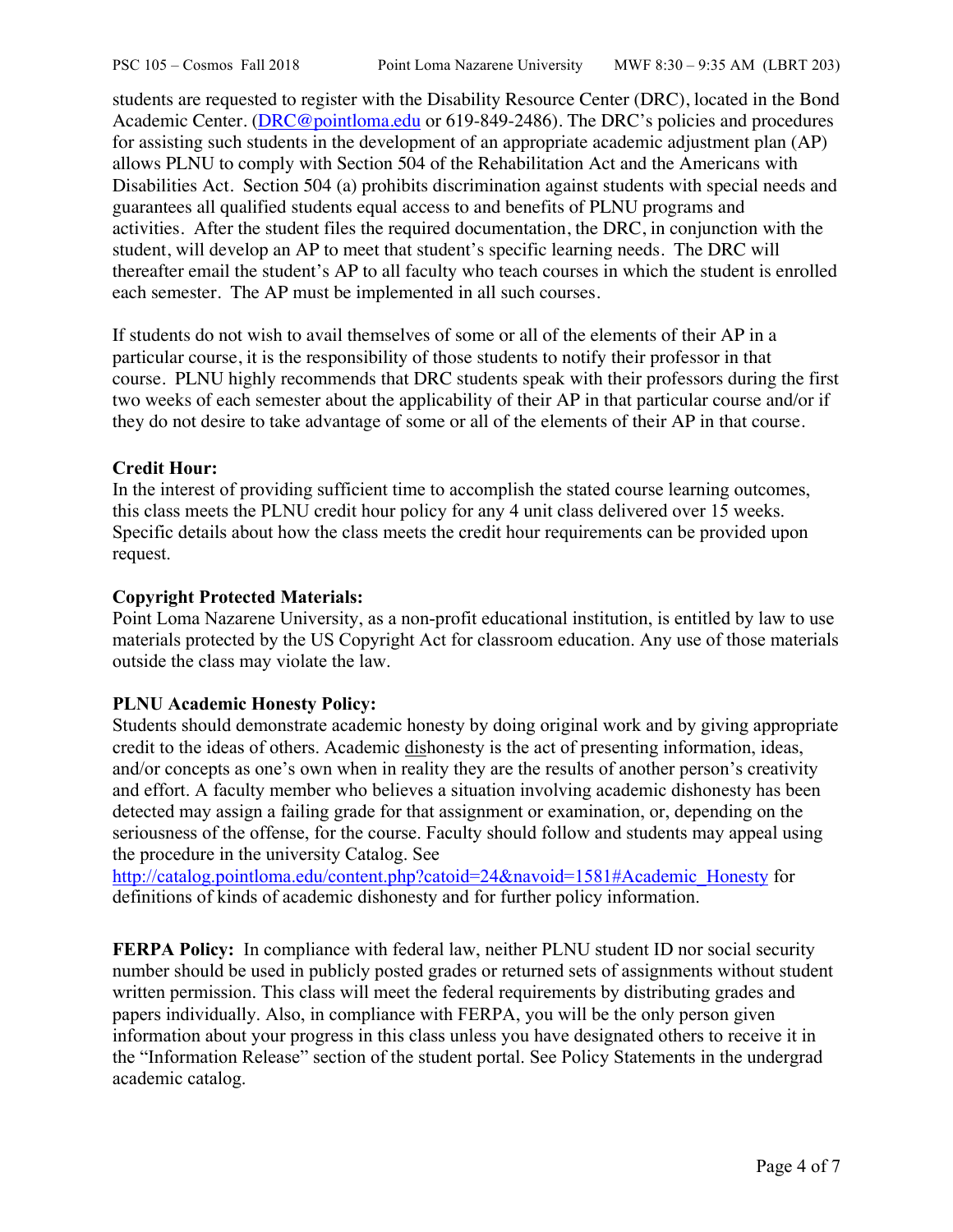students are requested to register with the Disability Resource Center (DRC), located in the Bond Academic Center. (DRC@pointloma.edu or 619-849-2486). The DRC's policies and procedures for assisting such students in the development of an appropriate academic adjustment plan (AP) allows PLNU to comply with Section 504 of the Rehabilitation Act and the Americans with Disabilities Act. Section 504 (a) prohibits discrimination against students with special needs and guarantees all qualified students equal access to and benefits of PLNU programs and activities. After the student files the required documentation, the DRC, in conjunction with the student, will develop an AP to meet that student's specific learning needs. The DRC will thereafter email the student's AP to all faculty who teach courses in which the student is enrolled each semester. The AP must be implemented in all such courses.

If students do not wish to avail themselves of some or all of the elements of their AP in a particular course, it is the responsibility of those students to notify their professor in that course. PLNU highly recommends that DRC students speak with their professors during the first two weeks of each semester about the applicability of their AP in that particular course and/or if they do not desire to take advantage of some or all of the elements of their AP in that course.

**Credit Hour:**
In the interest of providing sufficient time to accomplish the stated course learning outcomes, this class meets the PLNU credit hour policy for any 4 unit class delivered over 15 weeks. Specific details about how the class meets the credit hour requirements can be provided upon request.

**Copyright Protected Materials:**
Point Loma Nazarene University, as a non-profit educational institution, is entitled by law to use materials protected by the US Copyright Act for classroom education. Any use of those materials outside the class may violate the law.

**PLNU Academic Honesty Policy:**
Students should demonstrate academic honesty by doing original work and by giving appropriate credit to the ideas of others. Academic dishonesty is the act of presenting information, ideas, and/or concepts as one's own when in reality they are the results of another person's creativity and effort. A faculty member who believes a situation involving academic dishonesty has been detected may assign a failing grade for that assignment or examination, or, depending on the seriousness of the offense, for the course. Faculty should follow and students may appeal using the procedure in the university Catalog. See http://catalog.pointloma.edu/content.php?catoid=24&navoid=1581#Academic_Honesty for definitions of kinds of academic dishonesty and for further policy information.

**FERPA Policy:** In compliance with federal law, neither PLNU student ID nor social security number should be used in publicly posted grades or returned sets of assignments without student written permission. This class will meet the federal requirements by distributing grades and papers individually. Also, in compliance with FERPA, you will be the only person given information about your progress in this class unless you have designated others to receive it in the "Information Release" section of the student portal. See Policy Statements in the undergrad academic catalog.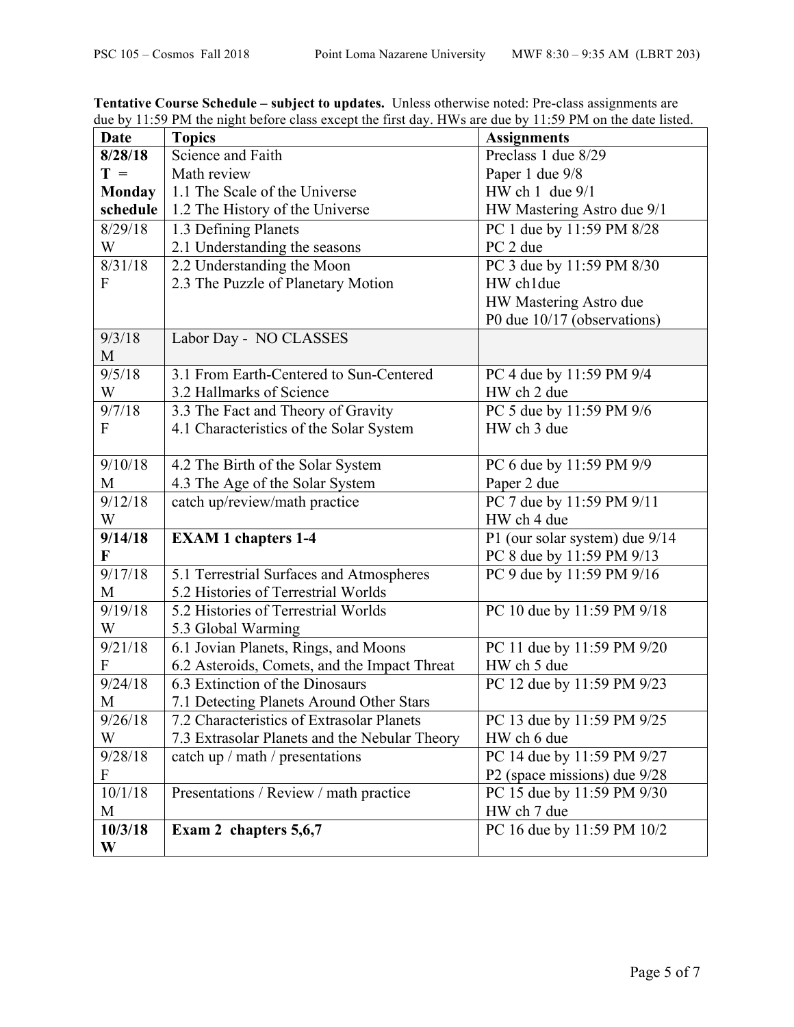**Tentative Course Schedule – subject to updates.** Unless otherwise noted: Pre-class assignments are due by 11:59 PM the night before class except the first day. HWs are due by 11:59 PM on the date listed.

| Date | Topics | Assignments |
|---|---|---|
| **8/28/18 T = Monday schedule** | Science and Faith<br>Math review<br>1.1 The Scale of the Universe<br>1.2 The History of the Universe | Preclass 1 due 8/29<br>Paper 1 due 9/8<br>HW ch 1 due 9/1<br>HW Mastering Astro due 9/1 |
| 8/29/18 W | 1.3 Defining Planets<br>2.1 Understanding the seasons | PC 1 due by 11:59 PM 8/28<br>PC 2 due |
| 8/31/18 F | 2.2 Understanding the Moon<br>2.3 The Puzzle of Planetary Motion | PC 3 due by 11:59 PM 8/30<br>HW ch1due<br>HW Mastering Astro due<br>P0 due 10/17 (observations) |
| 9/3/18 M | Labor Day - NO CLASSES | |
| 9/5/18 W | 3.1 From Earth-Centered to Sun-Centered<br>3.2 Hallmarks of Science | PC 4 due by 11:59 PM 9/4<br>HW ch 2 due |
| 9/7/18 F | 3.3 The Fact and Theory of Gravity<br>4.1 Characteristics of the Solar System | PC 5 due by 11:59 PM 9/6<br>HW ch 3 due |
| 9/10/18 M | 4.2 The Birth of the Solar System<br>4.3 The Age of the Solar System | PC 6 due by 11:59 PM 9/9<br>Paper 2 due |
| 9/12/18 W | catch up/review/math practice | PC 7 due by 11:59 PM 9/11<br>HW ch 4 due |
| **9/14/18 F** | **EXAM 1 chapters 1-4** | P1 (our solar system) due 9/14<br>PC 8 due by 11:59 PM 9/13 |
| 9/17/18 M | 5.1 Terrestrial Surfaces and Atmospheres<br>5.2 Histories of Terrestrial Worlds | PC 9 due by 11:59 PM 9/16 |
| 9/19/18 W | 5.2 Histories of Terrestrial Worlds<br>5.3 Global Warming | PC 10 due by 11:59 PM 9/18 |
| 9/21/18 F | 6.1 Jovian Planets, Rings, and Moons<br>6.2 Asteroids, Comets, and the Impact Threat | PC 11 due by 11:59 PM 9/20<br>HW ch 5 due |
| 9/24/18 M | 6.3 Extinction of the Dinosaurs<br>7.1 Detecting Planets Around Other Stars | PC 12 due by 11:59 PM 9/23 |
| 9/26/18 W | 7.2 Characteristics of Extrasolar Planets<br>7.3 Extrasolar Planets and the Nebular Theory | PC 13 due by 11:59 PM 9/25<br>HW ch 6 due |
| 9/28/18 F | catch up / math / presentations | PC 14 due by 11:59 PM 9/27<br>P2 (space missions) due 9/28 |
| 10/1/18 M | Presentations / Review / math practice | PC 15 due by 11:59 PM 9/30<br>HW ch 7 due |
| **10/3/18 W** | **Exam 2 chapters 5,6,7** | PC 16 due by 11:59 PM 10/2 |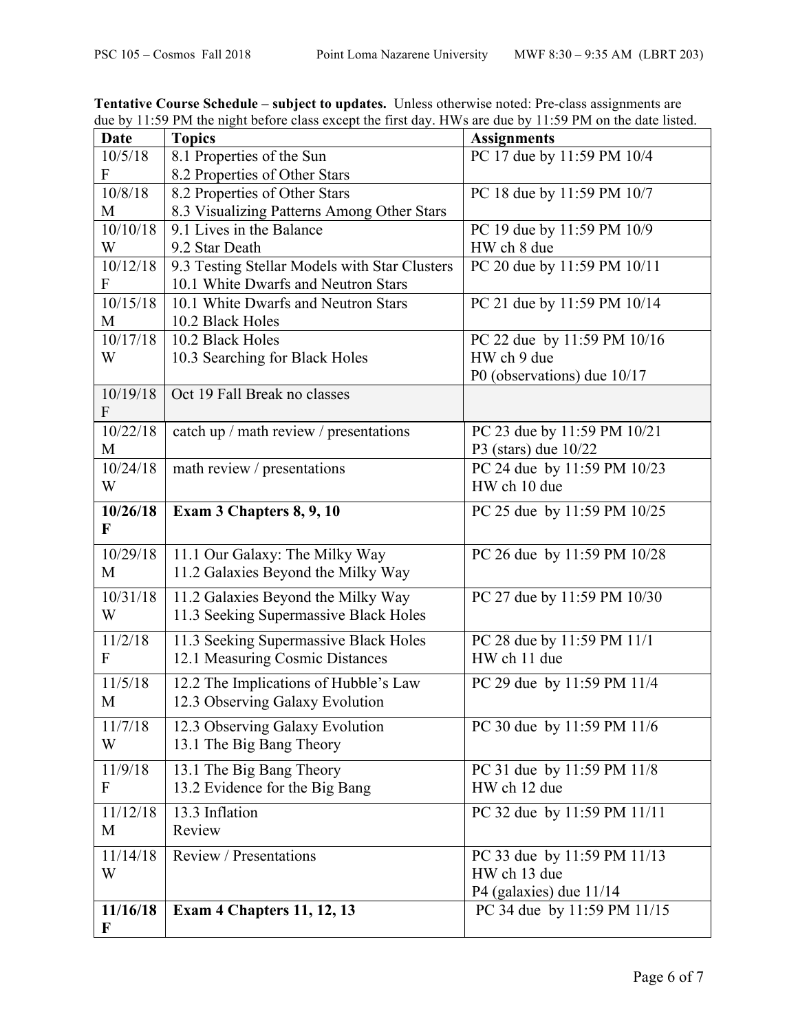**Tentative Course Schedule – subject to updates.** Unless otherwise noted: Pre-class assignments are due by 11:59 PM the night before class except the first day. HWs are due by 11:59 PM on the date listed.

| Date | Topics | Assignments |
|---|---|---|
| 10/5/18 F | 8.1 Properties of the Sun<br>8.2 Properties of Other Stars | PC 17 due by 11:59 PM 10/4 |
| 10/8/18 M | 8.2 Properties of Other Stars<br>8.3 Visualizing Patterns Among Other Stars | PC 18 due by 11:59 PM 10/7 |
| 10/10/18 W | 9.1 Lives in the Balance<br>9.2 Star Death | PC 19 due by 11:59 PM 10/9<br>HW ch 8 due |
| 10/12/18 F | 9.3 Testing Stellar Models with Star Clusters<br>10.1 White Dwarfs and Neutron Stars | PC 20 due by 11:59 PM 10/11 |
| 10/15/18 M | 10.1 White Dwarfs and Neutron Stars<br>10.2 Black Holes | PC 21 due by 11:59 PM 10/14 |
| 10/17/18 W | 10.2 Black Holes<br>10.3 Searching for Black Holes | PC 22 due by 11:59 PM 10/16<br>HW ch 9 due<br>P0 (observations) due 10/17 |
| 10/19/18 F | Oct 19 Fall Break no classes | |
| 10/22/18 M | catch up / math review / presentations | PC 23 due by 11:59 PM 10/21<br>P3 (stars) due 10/22 |
| 10/24/18 W | math review / presentations | PC 24 due by 11:59 PM 10/23<br>HW ch 10 due |
| **10/26/18 F** | **Exam 3 Chapters 8, 9, 10** | PC 25 due by 11:59 PM 10/25 |
| 10/29/18 M | 11.1 Our Galaxy: The Milky Way<br>11.2 Galaxies Beyond the Milky Way | PC 26 due by 11:59 PM 10/28 |
| 10/31/18 W | 11.2 Galaxies Beyond the Milky Way<br>11.3 Seeking Supermassive Black Holes | PC 27 due by 11:59 PM 10/30 |
| 11/2/18 F | 11.3 Seeking Supermassive Black Holes<br>12.1 Measuring Cosmic Distances | PC 28 due by 11:59 PM 11/1<br>HW ch 11 due |
| 11/5/18 M | 12.2 The Implications of Hubble's Law<br>12.3 Observing Galaxy Evolution | PC 29 due by 11:59 PM 11/4 |
| 11/7/18 W | 12.3 Observing Galaxy Evolution<br>13.1 The Big Bang Theory | PC 30 due by 11:59 PM 11/6 |
| 11/9/18 F | 13.1 The Big Bang Theory<br>13.2 Evidence for the Big Bang | PC 31 due by 11:59 PM 11/8<br>HW ch 12 due |
| 11/12/18 M | 13.3 Inflation<br>Review | PC 32 due by 11:59 PM 11/11 |
| 11/14/18 W | Review / Presentations | PC 33 due by 11:59 PM 11/13<br>HW ch 13 due<br>P4 (galaxies) due 11/14 |
| **11/16/18 F** | **Exam 4 Chapters 11, 12, 13** | PC 34 due by 11:59 PM 11/15 |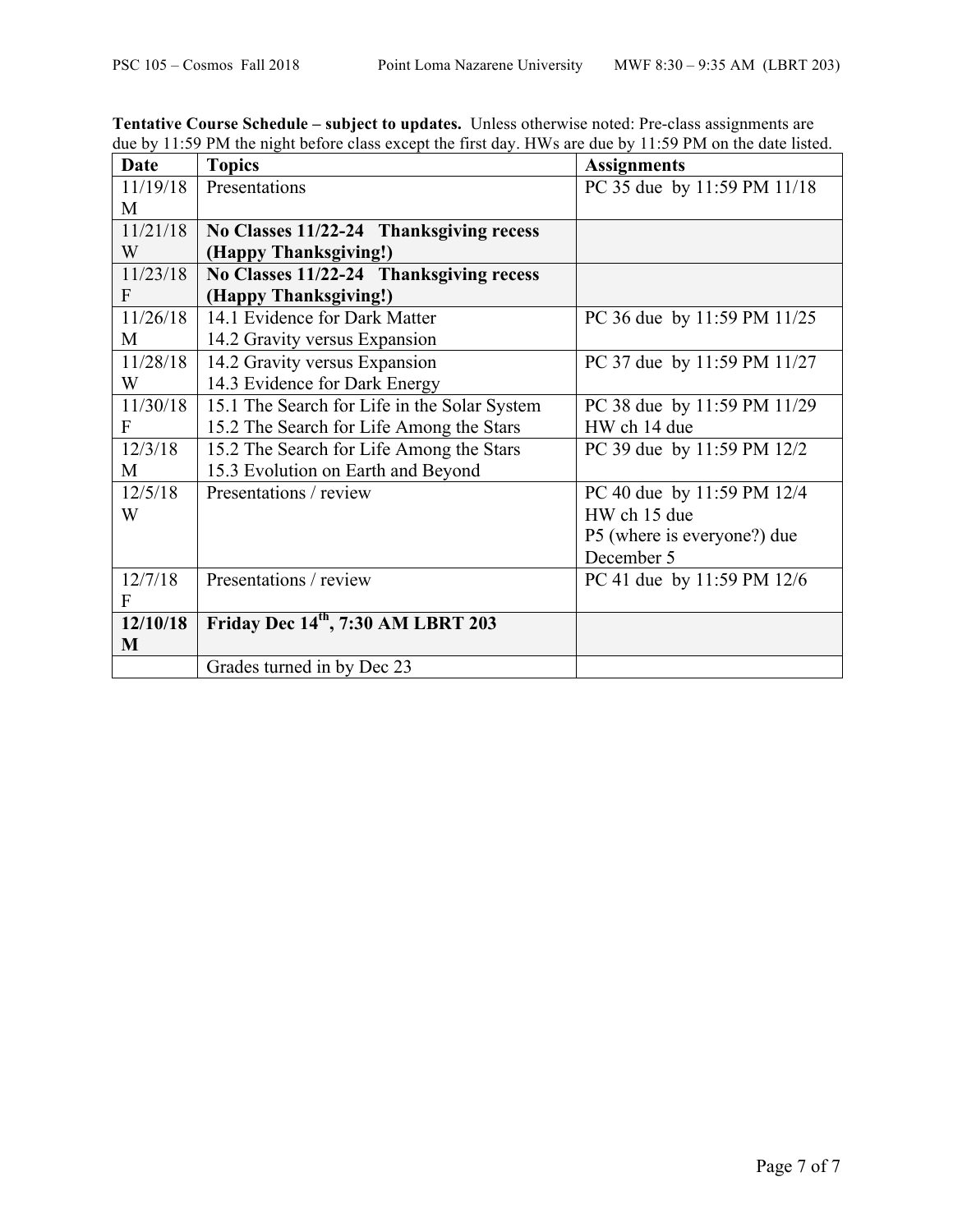**Tentative Course Schedule – subject to updates.** Unless otherwise noted: Pre-class assignments are due by 11:59 PM the night before class except the first day. HWs are due by 11:59 PM on the date listed.

| Date | Topics | Assignments |
|---|---|---|
| 11/19/18 M | Presentations | PC 35 due by 11:59 PM 11/18 |
| 11/21/18 W | **No Classes 11/22-24 Thanksgiving recess (Happy Thanksgiving!)** | |
| 11/23/18 F | **No Classes 11/22-24 Thanksgiving recess (Happy Thanksgiving!)** | |
| 11/26/18 M | 14.1 Evidence for Dark Matter<br>14.2 Gravity versus Expansion | PC 36 due by 11:59 PM 11/25 |
| 11/28/18 W | 14.2 Gravity versus Expansion<br>14.3 Evidence for Dark Energy | PC 37 due by 11:59 PM 11/27 |
| 11/30/18 F | 15.1 The Search for Life in the Solar System<br>15.2 The Search for Life Among the Stars | PC 38 due by 11:59 PM 11/29<br>HW ch 14 due |
| 12/3/18 M | 15.2 The Search for Life Among the Stars<br>15.3 Evolution on Earth and Beyond | PC 39 due by 11:59 PM 12/2 |
| 12/5/18 W | Presentations / review | PC 40 due by 11:59 PM 12/4<br>HW ch 15 due<br>P5 (where is everyone?) due December 5 |
| 12/7/18 F | Presentations / review | PC 41 due by 11:59 PM 12/6 |
| **12/10/18 M** | **Friday Dec 14th, 7:30 AM LBRT 203** | |
| | Grades turned in by Dec 23 | |